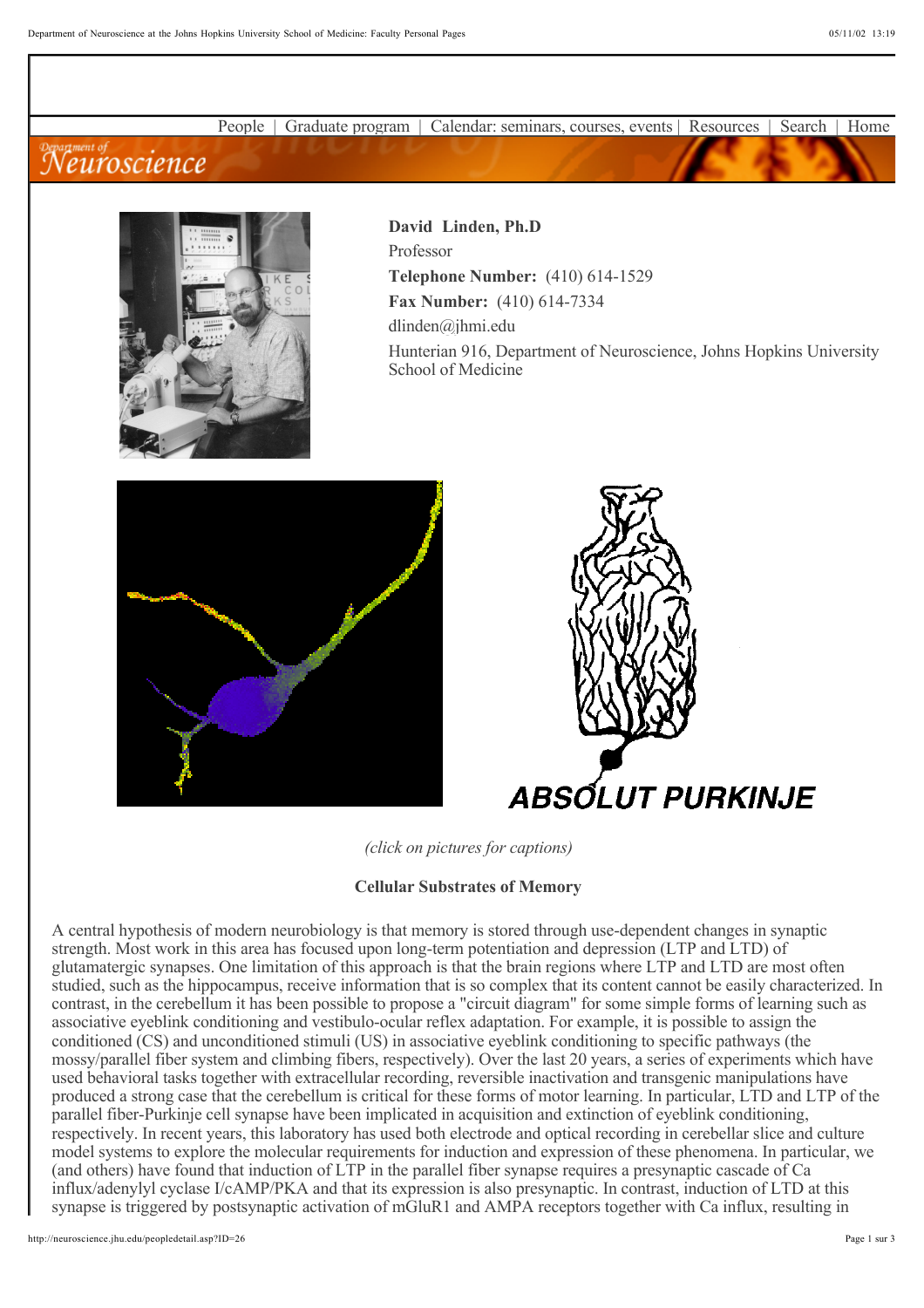People | Graduate program | Calendar: seminars, courses, events | Resources | Search | Home

**David Linden, Ph.D**
Professor
**Telephone Number:** (410) 614-1529
**Fax Number:** (410) 614-7334
dlinden@jhmi.edu
Hunterian 916, Department of Neuroscience, Johns Hopkins University School of Medicine

ABSOLUT PURKINJE

*(click on pictures for captions)*

**Cellular Substrates of Memory**

A central hypothesis of modern neurobiology is that memory is stored through use-dependent changes in synaptic strength. Most work in this area has focused upon long-term potentiation and depression (LTP and LTD) of glutamatergic synapses. One limitation of this approach is that the brain regions where LTP and LTD are most often studied, such as the hippocampus, receive information that is so complex that its content cannot be easily characterized. In contrast, in the cerebellum it has been possible to propose a "circuit diagram" for some simple forms of learning such as associative eyeblink conditioning and vestibulo-ocular reflex adaptation. For example, it is possible to assign the conditioned (CS) and unconditioned stimuli (US) in associative eyeblink conditioning to specific pathways (the mossy/parallel fiber system and climbing fibers, respectively). Over the last 20 years, a series of experiments which have used behavioral tasks together with extracellular recording, reversible inactivation and transgenic manipulations have produced a strong case that the cerebellum is critical for these forms of motor learning. In particular, LTD and LTP of the parallel fiber-Purkinje cell synapse have been implicated in acquisition and extinction of eyeblink conditioning, respectively. In recent years, this laboratory has used both electrode and optical recording in cerebellar slice and culture model systems to explore the molecular requirements for induction and expression of these phenomena. In particular, we (and others) have found that induction of LTP in the parallel fiber synapse requires a presynaptic cascade of Ca influx/adenylyl cyclase I/cAMP/PKA and that its expression is also presynaptic. In contrast, induction of LTD at this synapse is triggered by postsynaptic activation of mGluR1 and AMPA receptors together with Ca influx, resulting in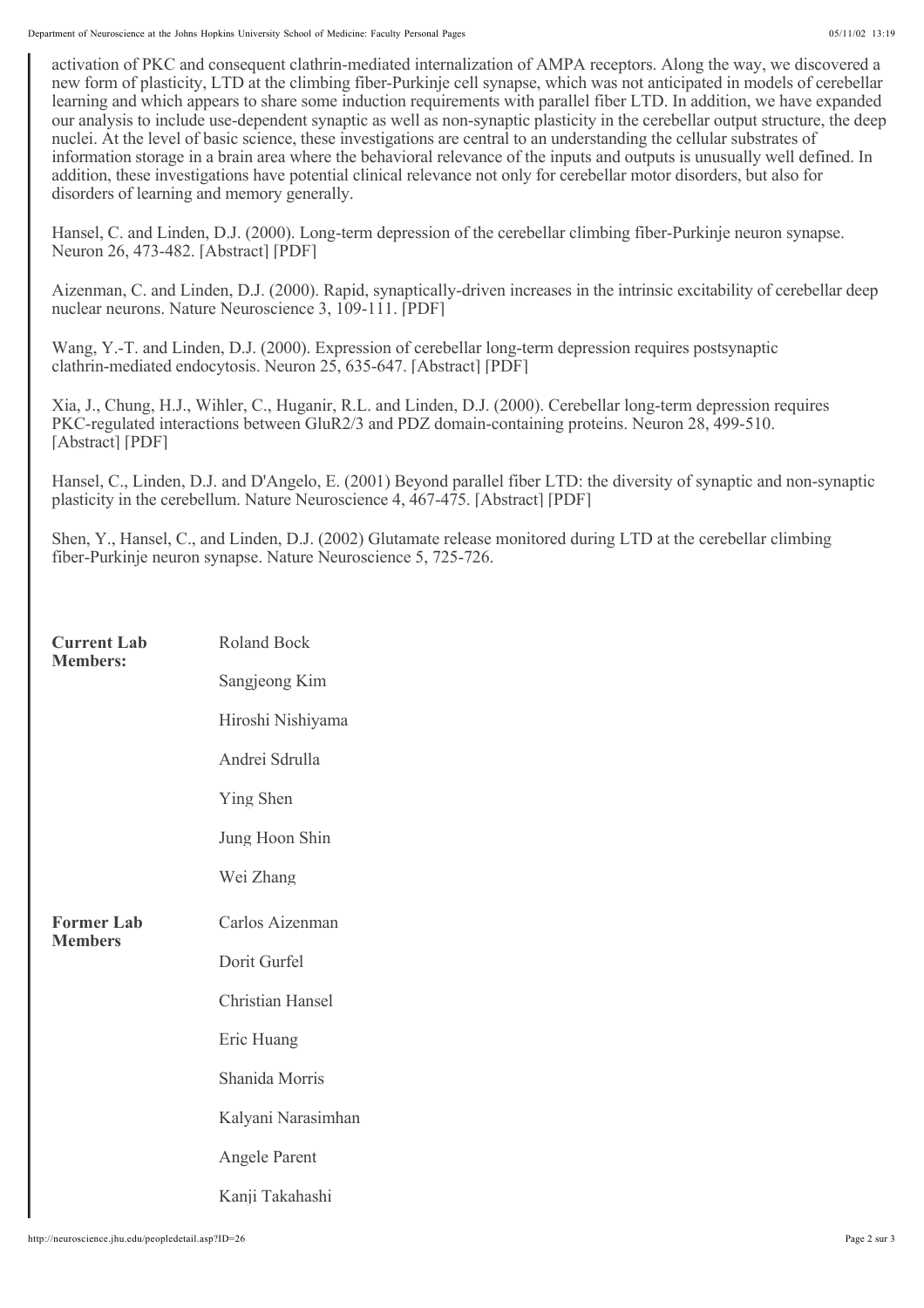activation of PKC and consequent clathrin-mediated internalization of AMPA receptors. Along the way, we discovered a new form of plasticity, LTD at the climbing fiber-Purkinje cell synapse, which was not anticipated in models of cerebellar learning and which appears to share some induction requirements with parallel fiber LTD. In addition, we have expanded our analysis to include use-dependent synaptic as well as non-synaptic plasticity in the cerebellar output structure, the deep nuclei. At the level of basic science, these investigations are central to an understanding the cellular substrates of information storage in a brain area where the behavioral relevance of the inputs and outputs is unusually well defined. In addition, these investigations have potential clinical relevance not only for cerebellar motor disorders, but also for disorders of learning and memory generally.

Hansel, C. and Linden, D.J. (2000). Long-term depression of the cerebellar climbing fiber-Purkinje neuron synapse. Neuron 26, 473-482. [Abstract] [PDF]

Aizenman, C. and Linden, D.J. (2000). Rapid, synaptically-driven increases in the intrinsic excitability of cerebellar deep nuclear neurons. Nature Neuroscience 3, 109-111. [PDF]

Wang, Y.-T. and Linden, D.J. (2000). Expression of cerebellar long-term depression requires postsynaptic clathrin-mediated endocytosis. Neuron 25, 635-647. [Abstract] [PDF]

Xia, J., Chung, H.J., Wihler, C., Huganir, R.L. and Linden, D.J. (2000). Cerebellar long-term depression requires PKC-regulated interactions between GluR2/3 and PDZ domain-containing proteins. Neuron 28, 499-510. [Abstract] [PDF]

Hansel, C., Linden, D.J. and D'Angelo, E. (2001) Beyond parallel fiber LTD: the diversity of synaptic and non-synaptic plasticity in the cerebellum. Nature Neuroscience 4, 467-475. [Abstract] [PDF]

Shen, Y., Hansel, C., and Linden, D.J. (2002) Glutamate release monitored during LTD at the cerebellar climbing fiber-Purkinje neuron synapse. Nature Neuroscience 5, 725-726.

| | |
|---|---|
| **Current Lab Members:** | Roland Bock |
| | Sangjeong Kim |
| | Hiroshi Nishiyama |
| | Andrei Sdrulla |
| | Ying Shen |
| | Jung Hoon Shin |
| | Wei Zhang |
| **Former Lab Members** | Carlos Aizenman |
| | Dorit Gurfel |
| | Christian Hansel |
| | Eric Huang |
| | Shanida Morris |
| | Kalyani Narasimhan |
| | Angele Parent |
| | Kanji Takahashi |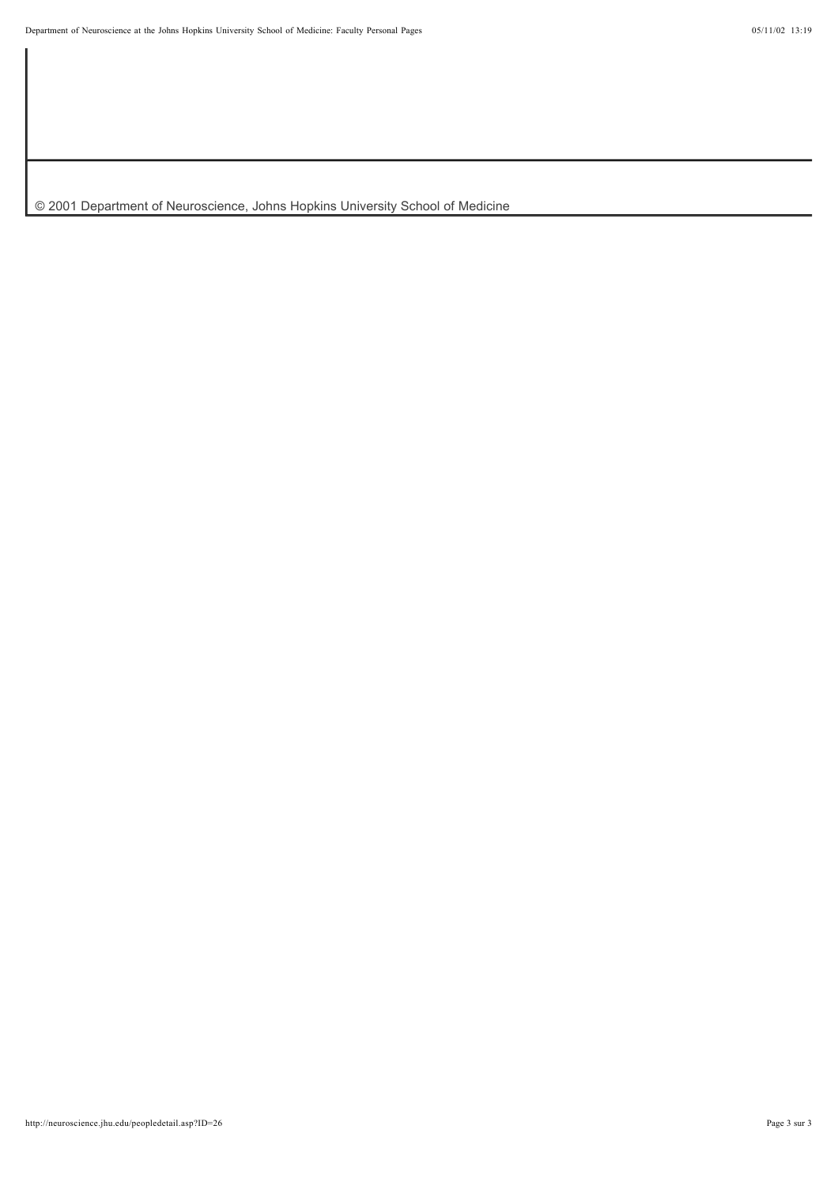© 2001 Department of Neuroscience, Johns Hopkins University School of Medicine